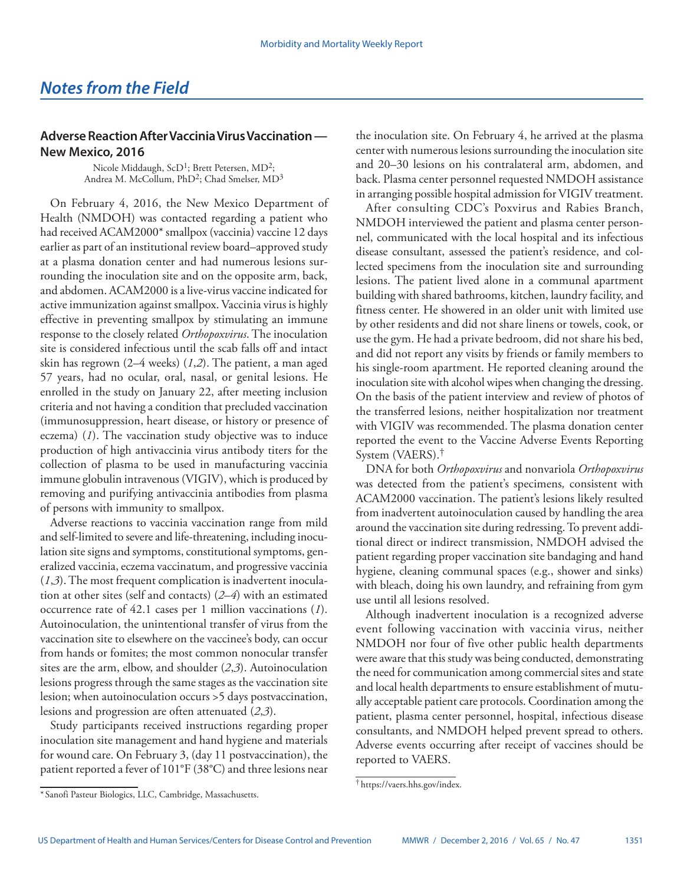# *Notes from the Field*

## Adverse Reaction After Vaccinia Virus Vaccination — New Mexico, 2016

Nicole Middaugh, ScD[1]; Brett Petersen, MD[2]; Andrea M. McCollum, PhD[2]; Chad Smelser, MD[3]

On February 4, 2016, the New Mexico Department of Health (NMDOH) was contacted regarding a patient who had received ACAM2000* smallpox (vaccinia) vaccine 12 days earlier as part of an institutional review board–approved study at a plasma donation center and had numerous lesions surrounding the inoculation site and on the opposite arm, back, and abdomen. ACAM2000 is a live-virus vaccine indicated for active immunization against smallpox. Vaccinia virus is highly effective in preventing smallpox by stimulating an immune response to the closely related *Orthopoxvirus*. The inoculation site is considered infectious until the scab falls off and intact skin has regrown (2–4 weeks) (*1*,*2*). The patient, a man aged 57 years, had no ocular, oral, nasal, or genital lesions. He enrolled in the study on January 22, after meeting inclusion criteria and not having a condition that precluded vaccination (immunosuppression, heart disease, or history or presence of eczema) (*1*). The vaccination study objective was to induce production of high antivaccinia virus antibody titers for the collection of plasma to be used in manufacturing vaccinia immune globulin intravenous (VIGIV), which is produced by removing and purifying antivaccinia antibodies from plasma of persons with immunity to smallpox.

Adverse reactions to vaccinia vaccination range from mild and self-limited to severe and life-threatening, including inoculation site signs and symptoms, constitutional symptoms, generalized vaccinia, eczema vaccinatum, and progressive vaccinia (*1*,*3*). The most frequent complication is inadvertent inoculation at other sites (self and contacts) (*2*–*4*) with an estimated occurrence rate of 42.1 cases per 1 million vaccinations (*1*). Autoinoculation, the unintentional transfer of virus from the vaccination site to elsewhere on the vaccinee's body, can occur from hands or fomites; the most common nonocular transfer sites are the arm, elbow, and shoulder (*2*,*3*). Autoinoculation lesions progress through the same stages as the vaccination site lesion; when autoinoculation occurs >5 days postvaccination, lesions and progression are often attenuated (*2*,*3*).

Study participants received instructions regarding proper inoculation site management and hand hygiene and materials for wound care. On February 3, (day 11 postvaccination), the patient reported a fever of 101°F (38°C) and three lesions near the inoculation site. On February 4, he arrived at the plasma center with numerous lesions surrounding the inoculation site and 20–30 lesions on his contralateral arm, abdomen, and back. Plasma center personnel requested NMDOH assistance in arranging possible hospital admission for VIGIV treatment.

After consulting CDC's Poxvirus and Rabies Branch, NMDOH interviewed the patient and plasma center personnel, communicated with the local hospital and its infectious disease consultant, assessed the patient's residence, and collected specimens from the inoculation site and surrounding lesions. The patient lived alone in a communal apartment building with shared bathrooms, kitchen, laundry facility, and fitness center. He showered in an older unit with limited use by other residents and did not share linens or towels, cook, or use the gym. He had a private bedroom, did not share his bed, and did not report any visits by friends or family members to his single-room apartment. He reported cleaning around the inoculation site with alcohol wipes when changing the dressing. On the basis of the patient interview and review of photos of the transferred lesions, neither hospitalization nor treatment with VIGIV was recommended. The plasma donation center reported the event to the Vaccine Adverse Events Reporting System (VAERS).†

DNA for both *Orthopoxvirus* and nonvariola *Orthopoxvirus* was detected from the patient's specimens, consistent with ACAM2000 vaccination. The patient's lesions likely resulted from inadvertent autoinoculation caused by handling the area around the vaccination site during redressing. To prevent additional direct or indirect transmission, NMDOH advised the patient regarding proper vaccination site bandaging and hand hygiene, cleaning communal spaces (e.g., shower and sinks) with bleach, doing his own laundry, and refraining from gym use until all lesions resolved.

Although inadvertent inoculation is a recognized adverse event following vaccination with vaccinia virus, neither NMDOH nor four of five other public health departments were aware that this study was being conducted, demonstrating the need for communication among commercial sites and state and local health departments to ensure establishment of mutually acceptable patient care protocols. Coordination among the patient, plasma center personnel, hospital, infectious disease consultants, and NMDOH helped prevent spread to others. Adverse events occurring after receipt of vaccines should be reported to VAERS.

---

\* Sanofi Pasteur Biologics, LLC, Cambridge, Massachusetts.

† https://vaers.hhs.gov/index.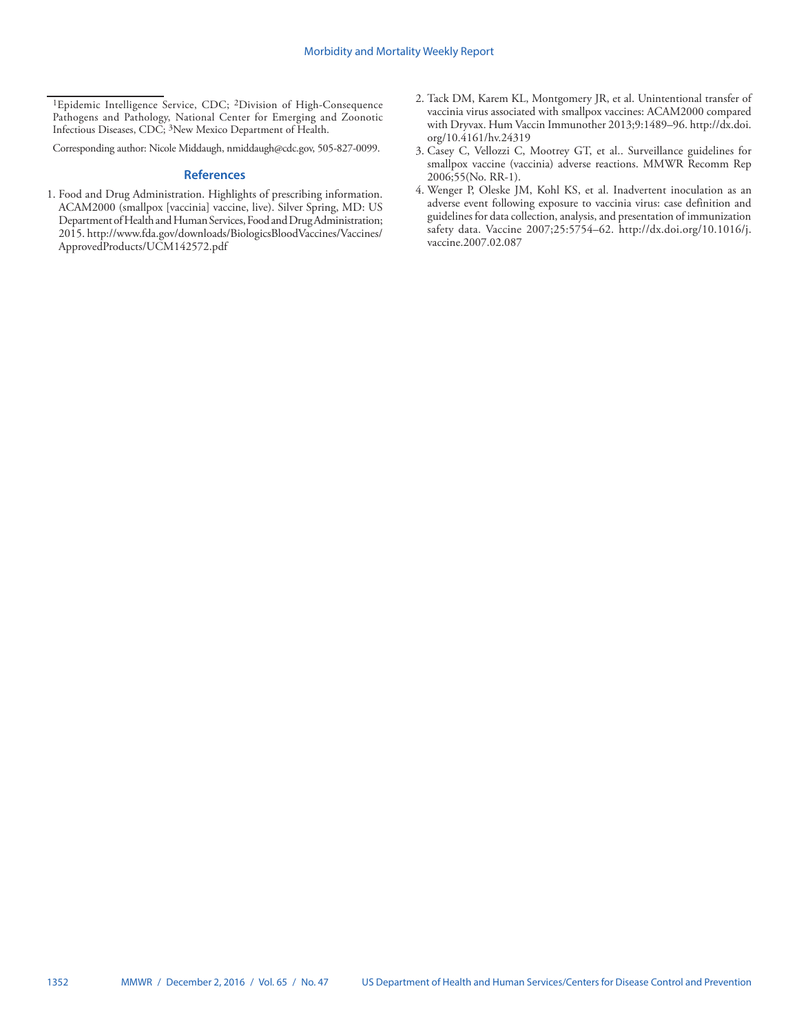[1]Epidemic Intelligence Service, CDC; [2]Division of High-Consequence Pathogens and Pathology, National Center for Emerging and Zoonotic Infectious Diseases, CDC; [3]New Mexico Department of Health.

Corresponding author: Nicole Middaugh, nmiddaugh@cdc.gov, 505-827-0099.

## References

1. Food and Drug Administration. Highlights of prescribing information. ACAM2000 (smallpox [vaccinia] vaccine, live). Silver Spring, MD: US Department of Health and Human Services, Food and Drug Administration; 2015. http://www.fda.gov/downloads/BiologicsBloodVaccines/Vaccines/ApprovedProducts/UCM142572.pdf
2. Tack DM, Karem KL, Montgomery JR, et al. Unintentional transfer of vaccinia virus associated with smallpox vaccines: ACAM2000 compared with Dryvax. Hum Vaccin Immunother 2013;9:1489–96. http://dx.doi.org/10.4161/hv.24319
3. Casey C, Vellozzi C, Mootrey GT, et al.. Surveillance guidelines for smallpox vaccine (vaccinia) adverse reactions. MMWR Recomm Rep 2006;55(No. RR-1).
4. Wenger P, Oleske JM, Kohl KS, et al. Inadvertent inoculation as an adverse event following exposure to vaccinia virus: case definition and guidelines for data collection, analysis, and presentation of immunization safety data. Vaccine 2007;25:5754–62. http://dx.doi.org/10.1016/j.vaccine.2007.02.087